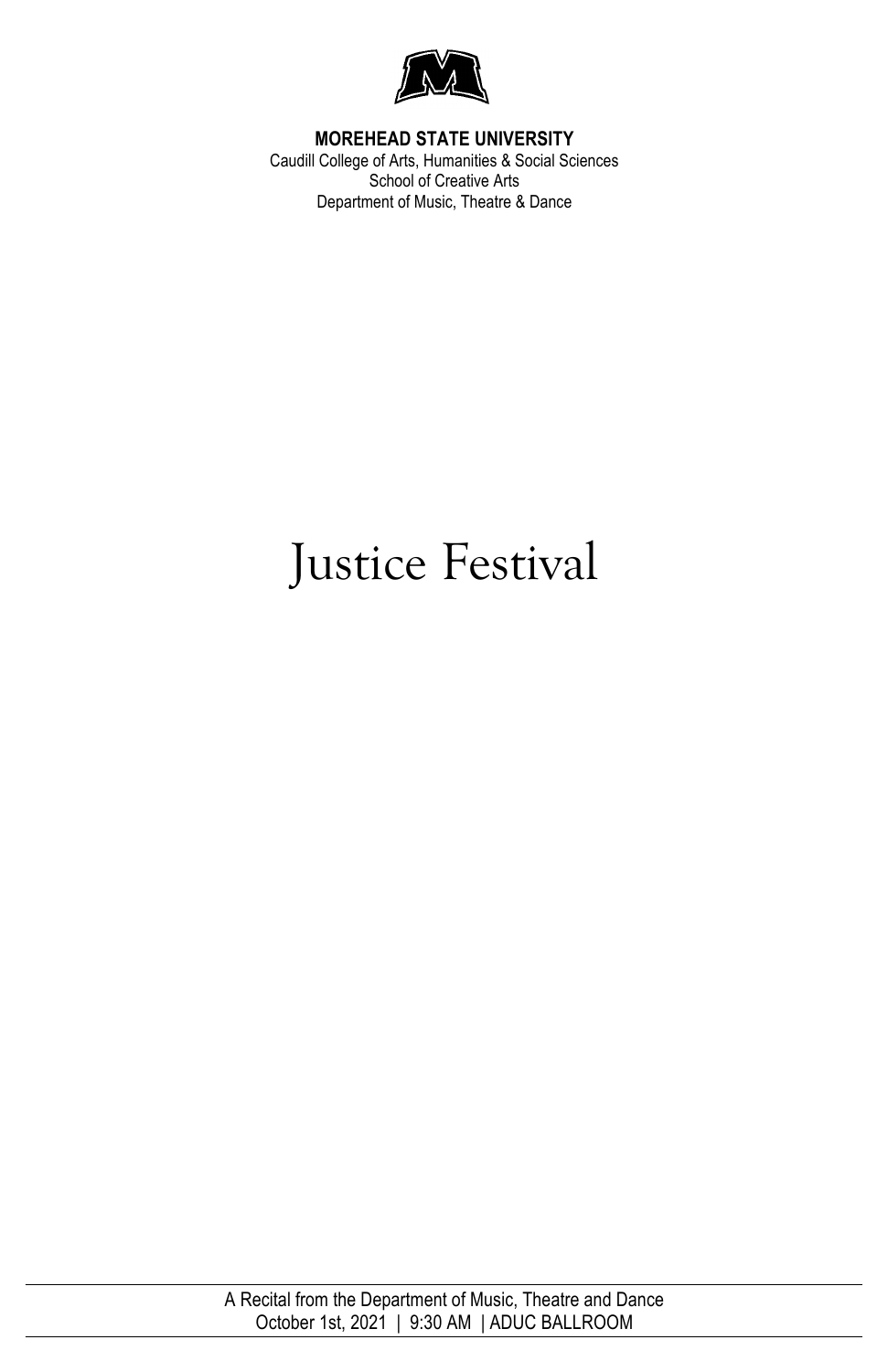**MOREHEAD STATE UNIVERSITY**
Caudill College of Arts, Humanities & Social Sciences
School of Creative Arts
Department of Music, Theatre & Dance

# Justice Festival

A Recital from the Department of Music, Theatre and Dance
October 1st, 2021 | 9:30 AM | ADUC BALLROOM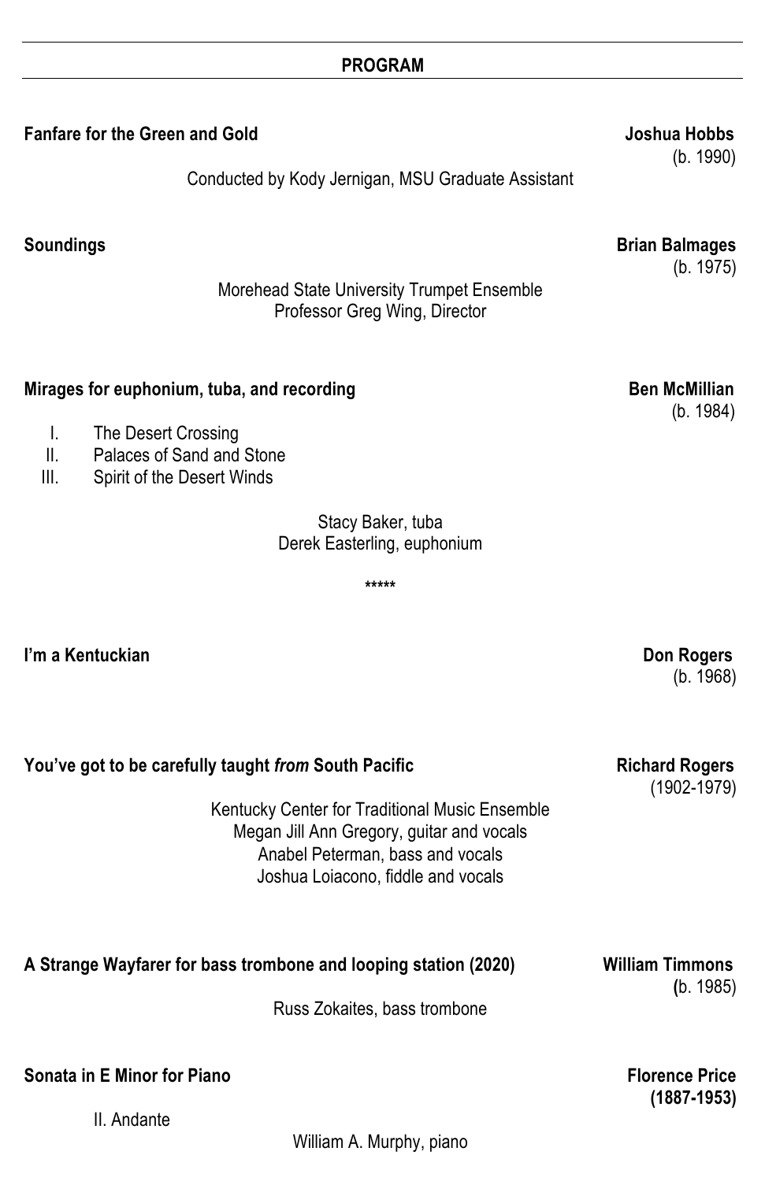## PROGRAM

**Fanfare for the Green and Gold** — **Joshua Hobbs** (b. 1990)

Conducted by Kody Jernigan, MSU Graduate Assistant

**Soundings** — **Brian Balmages** (b. 1975)

Morehead State University Trumpet Ensemble
Professor Greg Wing, Director

**Mirages for euphonium, tuba, and recording** — **Ben McMillian** (b. 1984)

I. The Desert Crossing
II. Palaces of Sand and Stone
III. Spirit of the Desert Winds

Stacy Baker, tuba
Derek Easterling, euphonium

*****

**I'm a Kentuckian** — **Don Rogers** (b. 1968)

**You've got to be carefully taught *from* South Pacific** — **Richard Rogers** (1902-1979)

Kentucky Center for Traditional Music Ensemble
Megan Jill Ann Gregory, guitar and vocals
Anabel Peterman, bass and vocals
Joshua Loiacono, fiddle and vocals

**A Strange Wayfarer for bass trombone and looping station (2020)** — **William Timmons** (b. 1985)

Russ Zokaites, bass trombone

**Sonata in E Minor for Piano** — **Florence Price** **(1887-1953)**

II. Andante

William A. Murphy, piano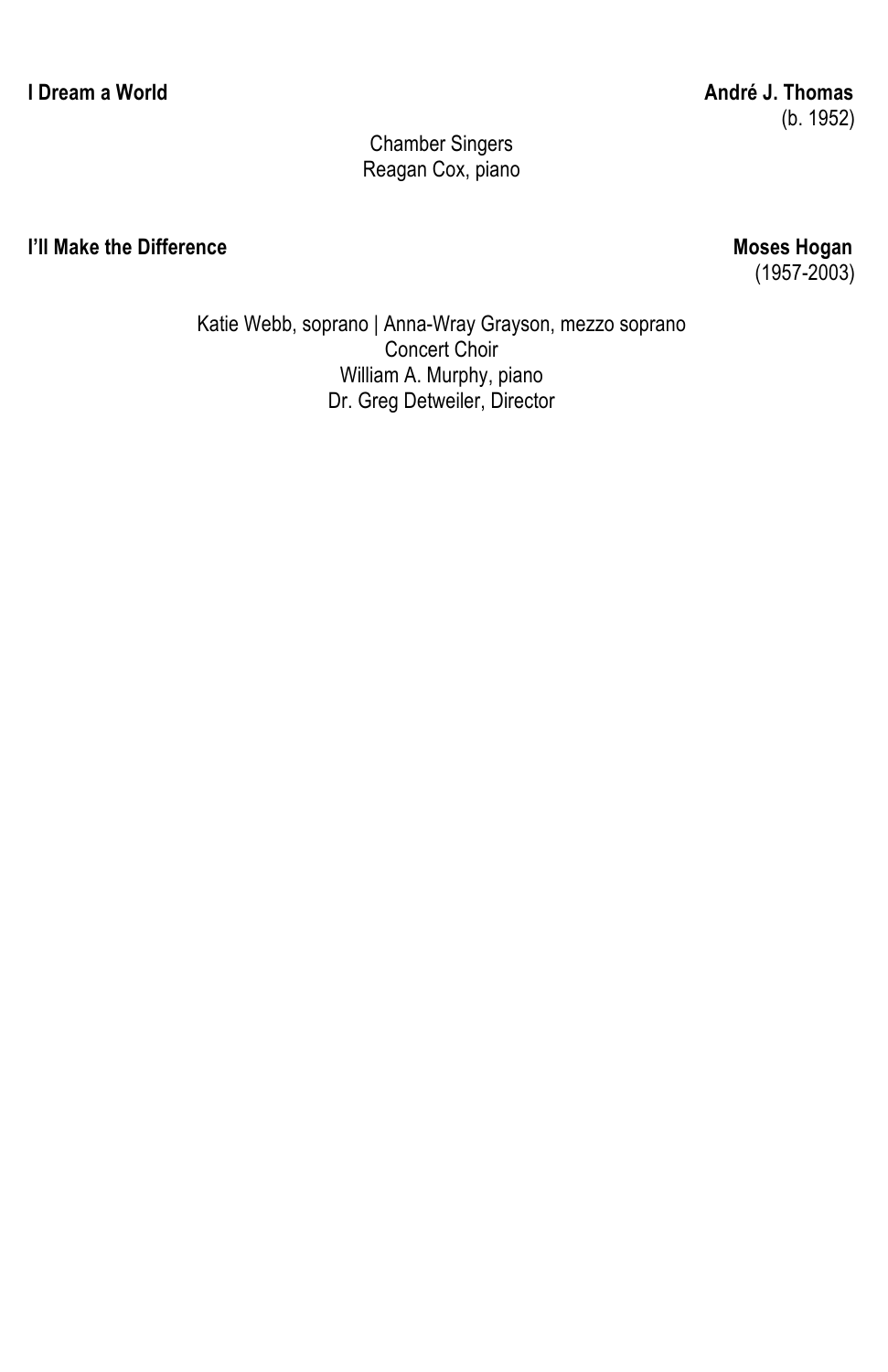**I Dream a World** **André J. Thomas**
(b. 1952)

Chamber Singers
Reagan Cox, piano

**I'll Make the Difference** **Moses Hogan**
(1957-2003)

Katie Webb, soprano | Anna-Wray Grayson, mezzo soprano
Concert Choir
William A. Murphy, piano
Dr. Greg Detweiler, Director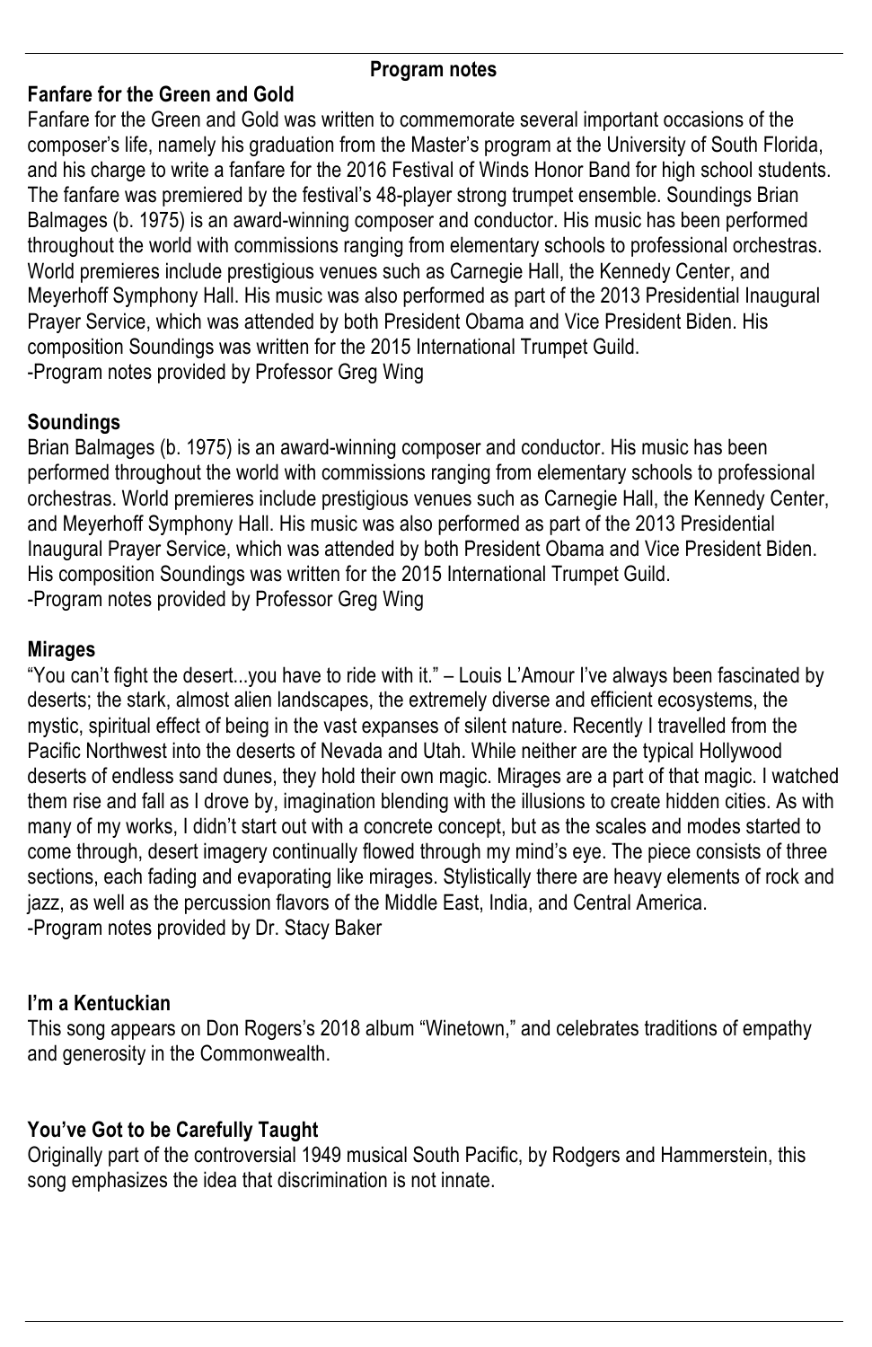## Program notes

### Fanfare for the Green and Gold

Fanfare for the Green and Gold was written to commemorate several important occasions of the composer's life, namely his graduation from the Master's program at the University of South Florida, and his charge to write a fanfare for the 2016 Festival of Winds Honor Band for high school students. The fanfare was premiered by the festival's 48-player strong trumpet ensemble. Soundings Brian Balmages (b. 1975) is an award-winning composer and conductor. His music has been performed throughout the world with commissions ranging from elementary schools to professional orchestras. World premieres include prestigious venues such as Carnegie Hall, the Kennedy Center, and Meyerhoff Symphony Hall. His music was also performed as part of the 2013 Presidential Inaugural Prayer Service, which was attended by both President Obama and Vice President Biden. His composition Soundings was written for the 2015 International Trumpet Guild.
-Program notes provided by Professor Greg Wing

### Soundings

Brian Balmages (b. 1975) is an award-winning composer and conductor. His music has been performed throughout the world with commissions ranging from elementary schools to professional orchestras. World premieres include prestigious venues such as Carnegie Hall, the Kennedy Center, and Meyerhoff Symphony Hall. His music was also performed as part of the 2013 Presidential Inaugural Prayer Service, which was attended by both President Obama and Vice President Biden. His composition Soundings was written for the 2015 International Trumpet Guild.
-Program notes provided by Professor Greg Wing

### Mirages

"You can't fight the desert...you have to ride with it." – Louis L'Amour I've always been fascinated by deserts; the stark, almost alien landscapes, the extremely diverse and efficient ecosystems, the mystic, spiritual effect of being in the vast expanses of silent nature. Recently I travelled from the Pacific Northwest into the deserts of Nevada and Utah. While neither are the typical Hollywood deserts of endless sand dunes, they hold their own magic. Mirages are a part of that magic. I watched them rise and fall as I drove by, imagination blending with the illusions to create hidden cities. As with many of my works, I didn't start out with a concrete concept, but as the scales and modes started to come through, desert imagery continually flowed through my mind's eye. The piece consists of three sections, each fading and evaporating like mirages. Stylistically there are heavy elements of rock and jazz, as well as the percussion flavors of the Middle East, India, and Central America.
-Program notes provided by Dr. Stacy Baker

### I'm a Kentuckian

This song appears on Don Rogers's 2018 album "Winetown," and celebrates traditions of empathy and generosity in the Commonwealth.

### You've Got to be Carefully Taught

Originally part of the controversial 1949 musical South Pacific, by Rodgers and Hammerstein, this song emphasizes the idea that discrimination is not innate.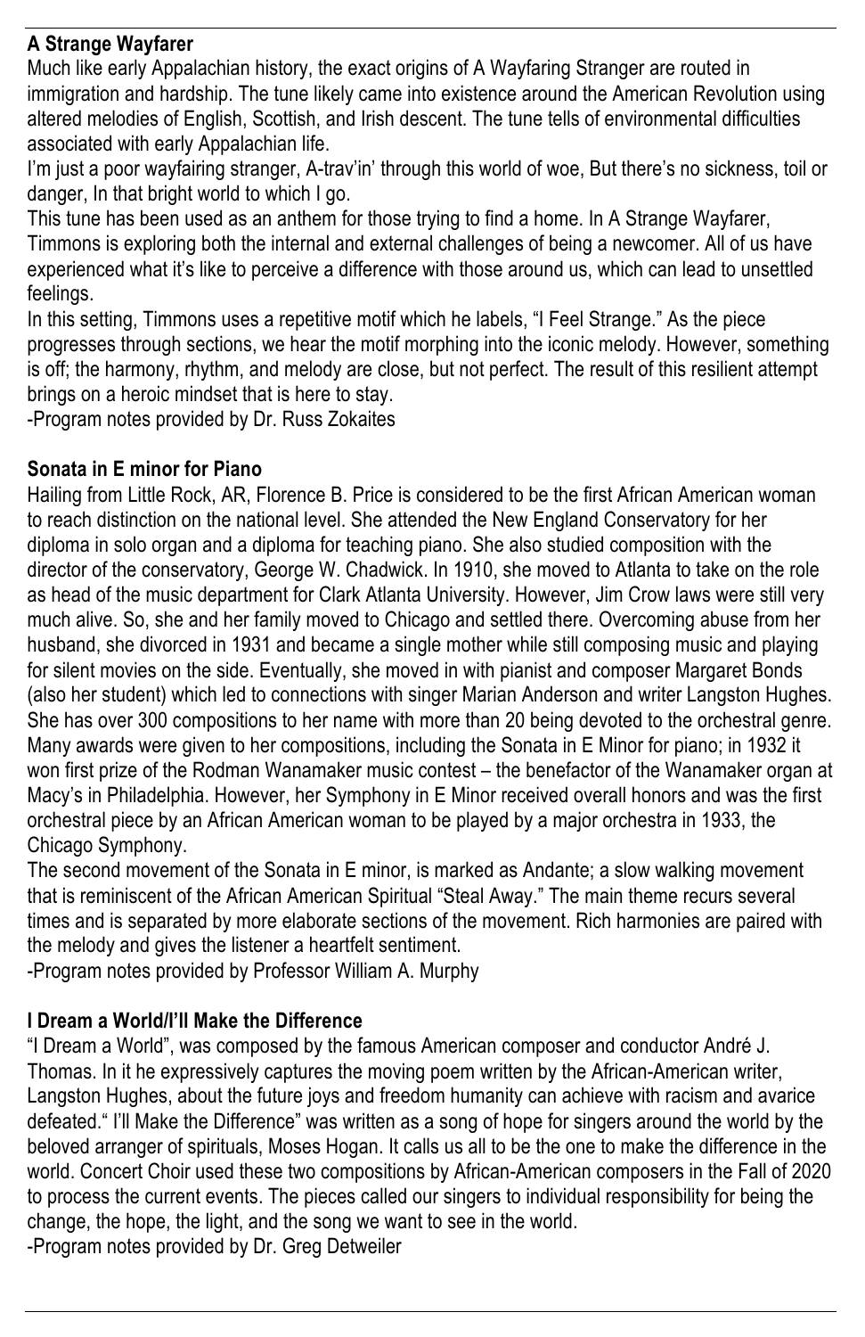**A Strange Wayfarer**

Much like early Appalachian history, the exact origins of A Wayfaring Stranger are routed in immigration and hardship. The tune likely came into existence around the American Revolution using altered melodies of English, Scottish, and Irish descent. The tune tells of environmental difficulties associated with early Appalachian life.

I'm just a poor wayfairing stranger, A-trav'in' through this world of woe, But there's no sickness, toil or danger, In that bright world to which I go.

This tune has been used as an anthem for those trying to find a home. In A Strange Wayfarer, Timmons is exploring both the internal and external challenges of being a newcomer. All of us have experienced what it's like to perceive a difference with those around us, which can lead to unsettled feelings.

In this setting, Timmons uses a repetitive motif which he labels, "I Feel Strange." As the piece progresses through sections, we hear the motif morphing into the iconic melody. However, something is off; the harmony, rhythm, and melody are close, but not perfect. The result of this resilient attempt brings on a heroic mindset that is here to stay.

-Program notes provided by Dr. Russ Zokaites

**Sonata in E minor for Piano**

Hailing from Little Rock, AR, Florence B. Price is considered to be the first African American woman to reach distinction on the national level. She attended the New England Conservatory for her diploma in solo organ and a diploma for teaching piano. She also studied composition with the director of the conservatory, George W. Chadwick. In 1910, she moved to Atlanta to take on the role as head of the music department for Clark Atlanta University. However, Jim Crow laws were still very much alive. So, she and her family moved to Chicago and settled there. Overcoming abuse from her husband, she divorced in 1931 and became a single mother while still composing music and playing for silent movies on the side. Eventually, she moved in with pianist and composer Margaret Bonds (also her student) which led to connections with singer Marian Anderson and writer Langston Hughes. She has over 300 compositions to her name with more than 20 being devoted to the orchestral genre. Many awards were given to her compositions, including the Sonata in E Minor for piano; in 1932 it won first prize of the Rodman Wanamaker music contest – the benefactor of the Wanamaker organ at Macy's in Philadelphia. However, her Symphony in E Minor received overall honors and was the first orchestral piece by an African American woman to be played by a major orchestra in 1933, the Chicago Symphony.

The second movement of the Sonata in E minor, is marked as Andante; a slow walking movement that is reminiscent of the African American Spiritual "Steal Away." The main theme recurs several times and is separated by more elaborate sections of the movement. Rich harmonies are paired with the melody and gives the listener a heartfelt sentiment.

-Program notes provided by Professor William A. Murphy

**I Dream a World/I'll Make the Difference**

"I Dream a World", was composed by the famous American composer and conductor André J. Thomas. In it he expressively captures the moving poem written by the African-American writer, Langston Hughes, about the future joys and freedom humanity can achieve with racism and avarice defeated." I'll Make the Difference" was written as a song of hope for singers around the world by the beloved arranger of spirituals, Moses Hogan. It calls us all to be the one to make the difference in the world. Concert Choir used these two compositions by African-American composers in the Fall of 2020 to process the current events. The pieces called our singers to individual responsibility for being the change, the hope, the light, and the song we want to see in the world.

-Program notes provided by Dr. Greg Detweiler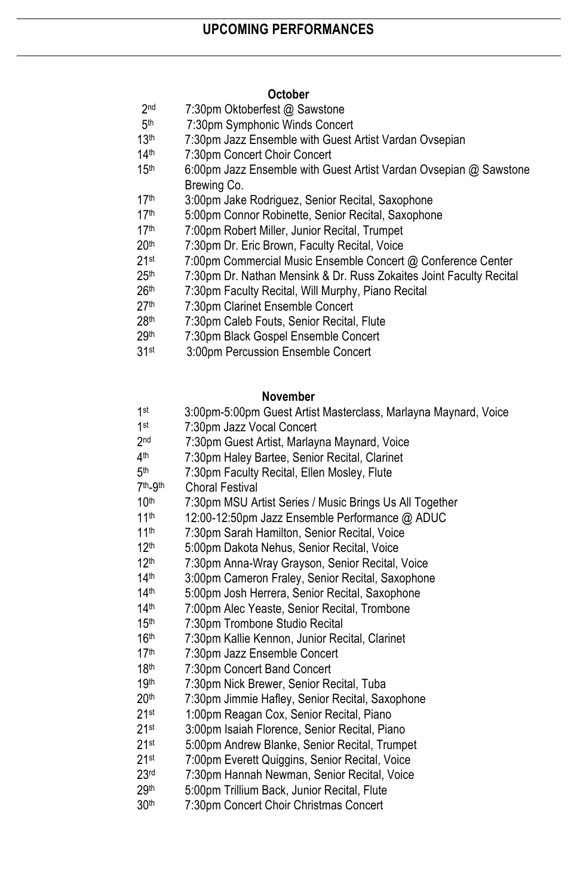# UPCOMING PERFORMANCES

## October

2nd 7:30pm Oktoberfest @ Sawstone
5th 7:30pm Symphonic Winds Concert
13th 7:30pm Jazz Ensemble with Guest Artist Vardan Ovsepian
14th 7:30pm Concert Choir Concert
15th 6:00pm Jazz Ensemble with Guest Artist Vardan Ovsepian @ Sawstone Brewing Co.
17th 3:00pm Jake Rodriguez, Senior Recital, Saxophone
17th 5:00pm Connor Robinette, Senior Recital, Saxophone
17th 7:00pm Robert Miller, Junior Recital, Trumpet
20th 7:30pm Dr. Eric Brown, Faculty Recital, Voice
21st 7:00pm Commercial Music Ensemble Concert @ Conference Center
25th 7:30pm Dr. Nathan Mensink & Dr. Russ Zokaites Joint Faculty Recital
26th 7:30pm Faculty Recital, Will Murphy, Piano Recital
27th 7:30pm Clarinet Ensemble Concert
28th 7:30pm Caleb Fouts, Senior Recital, Flute
29th 7:30pm Black Gospel Ensemble Concert
31st 3:00pm Percussion Ensemble Concert

## November

1st 3:00pm-5:00pm Guest Artist Masterclass, Marlayna Maynard, Voice
1st 7:30pm Jazz Vocal Concert
2nd 7:30pm Guest Artist, Marlayna Maynard, Voice
4th 7:30pm Haley Bartee, Senior Recital, Clarinet
5th 7:30pm Faculty Recital, Ellen Mosley, Flute
7th-9th Choral Festival
10th 7:30pm MSU Artist Series / Music Brings Us All Together
11th 12:00-12:50pm Jazz Ensemble Performance @ ADUC
11th 7:30pm Sarah Hamilton, Senior Recital, Voice
12th 5:00pm Dakota Nehus, Senior Recital, Voice
12th 7:30pm Anna-Wray Grayson, Senior Recital, Voice
14th 3:00pm Cameron Fraley, Senior Recital, Saxophone
14th 5:00pm Josh Herrera, Senior Recital, Saxophone
14th 7:00pm Alec Yeaste, Senior Recital, Trombone
15th 7:30pm Trombone Studio Recital
16th 7:30pm Kallie Kennon, Junior Recital, Clarinet
17th 7:30pm Jazz Ensemble Concert
18th 7:30pm Concert Band Concert
19th 7:30pm Nick Brewer, Senior Recital, Tuba
20th 7:30pm Jimmie Hafley, Senior Recital, Saxophone
21st 1:00pm Reagan Cox, Senior Recital, Piano
21st 3:00pm Isaiah Florence, Senior Recital, Piano
21st 5:00pm Andrew Blanke, Senior Recital, Trumpet
21st 7:00pm Everett Quiggins, Senior Recital, Voice
23rd 7:30pm Hannah Newman, Senior Recital, Voice
29th 5:00pm Trillium Back, Junior Recital, Flute
30th 7:30pm Concert Choir Christmas Concert